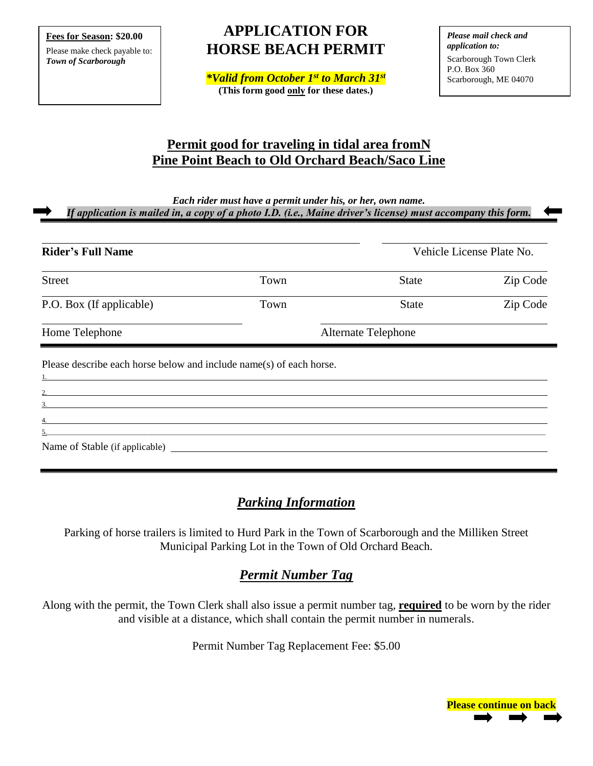**Fees for Season: $20.00**

Please make check payable to: ***Town of Scarborough***

# APPLICATION FOR HORSE BEACH PERMIT

***\*Valid from October 1st to March 31st***

**(This form good only for these dates.)**

***Please mail check and application to:***

Scarborough Town Clerk
P.O. Box 360
Scarborough, ME 04070

## Permit good for traveling in tidal area fromN Pine Point Beach to Old Orchard Beach/Saco Line

***Each rider must have a permit under his, or her, own name.***

***If application is mailed in, a copy of a photo I.D. (i.e., Maine driver's license) must accompany this form.***

**Rider's Full Name** ____________________ Vehicle License Plate No. ____________________

Street ____________ Town ____________ State ____________ Zip Code ____________

P.O. Box (If applicable) ____________ Town ____________ State ____________ Zip Code ____________

Home Telephone ____________________ Alternate Telephone ____________________

Please describe each horse below and include name(s) of each horse.

1. ____________________
2. ____________________
3. ____________________
4. ____________________
5. ____________________

Name of Stable (if applicable) ____________________

## *Parking Information*

Parking of horse trailers is limited to Hurd Park in the Town of Scarborough and the Milliken Street Municipal Parking Lot in the Town of Old Orchard Beach.

## *Permit Number Tag*

Along with the permit, the Town Clerk shall also issue a permit number tag, **required** to be worn by the rider and visible at a distance, which shall contain the permit number in numerals.

Permit Number Tag Replacement Fee: $5.00

**Please continue on back**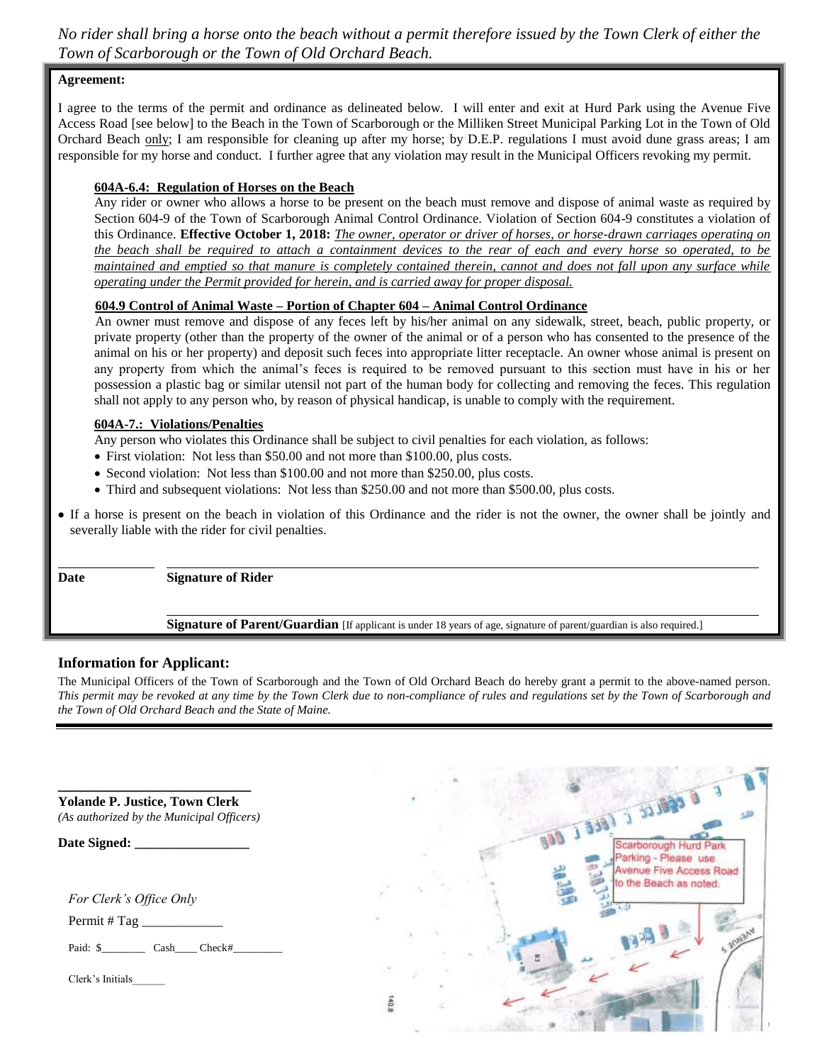*No rider shall bring a horse onto the beach without a permit therefore issued by the Town Clerk of either the Town of Scarborough or the Town of Old Orchard Beach.*

**Agreement:**

I agree to the terms of the permit and ordinance as delineated below. I will enter and exit at Hurd Park using the Avenue Five Access Road [see below] to the Beach in the Town of Scarborough or the Milliken Street Municipal Parking Lot in the Town of Old Orchard Beach only; I am responsible for cleaning up after my horse; by D.E.P. regulations I must avoid dune grass areas; I am responsible for my horse and conduct. I further agree that any violation may result in the Municipal Officers revoking my permit.

**604A-6.4: Regulation of Horses on the Beach**

Any rider or owner who allows a horse to be present on the beach must remove and dispose of animal waste as required by Section 604-9 of the Town of Scarborough Animal Control Ordinance. Violation of Section 604-9 constitutes a violation of this Ordinance. **Effective October 1, 2018:** *The owner, operator or driver of horses, or horse-drawn carriages operating on the beach shall be required to attach a containment devices to the rear of each and every horse so operated, to be maintained and emptied so that manure is completely contained therein, cannot and does not fall upon any surface while operating under the Permit provided for herein, and is carried away for proper disposal.*

**604.9 Control of Animal Waste – Portion of Chapter 604 – Animal Control Ordinance**

An owner must remove and dispose of any feces left by his/her animal on any sidewalk, street, beach, public property, or private property (other than the property of the owner of the animal or of a person who has consented to the presence of the animal on his or her property) and deposit such feces into appropriate litter receptacle. An owner whose animal is present on any property from which the animal's feces is required to be removed pursuant to this section must have in his or her possession a plastic bag or similar utensil not part of the human body for collecting and removing the feces. This regulation shall not apply to any person who, by reason of physical handicap, is unable to comply with the requirement.

**604A-7.: Violations/Penalties**

Any person who violates this Ordinance shall be subject to civil penalties for each violation, as follows:

- First violation: Not less than $50.00 and not more than $100.00, plus costs.
- Second violation: Not less than $100.00 and not more than $250.00, plus costs.
- Third and subsequent violations: Not less than $250.00 and not more than $500.00, plus costs.

- If a horse is present on the beach in violation of this Ordinance and the rider is not the owner, the owner shall be jointly and severally liable with the rider for civil penalties.

______________ ______________________________________

**Date** **Signature of Rider**

______________________________________

**Signature of Parent/Guardian** [If applicant is under 18 years of age, signature of parent/guardian is also required.]

## Information for Applicant:

The Municipal Officers of the Town of Scarborough and the Town of Old Orchard Beach do hereby grant a permit to the above-named person. *This permit may be revoked at any time by the Town Clerk due to non-compliance of rules and regulations set by the Town of Scarborough and the Town of Old Orchard Beach and the State of Maine.*

______________________________

**Yolande P. Justice, Town Clerk**
*(As authorized by the Municipal Officers)*

**Date Signed: _________________**

*For Clerk's Office Only*

Permit # Tag ____________

Paid: $________ Cash____ Check#_________

Clerk's Initials______

Scarborough Hurd Park Parking - Please use Avenue Five Access Road to the Beach as noted.